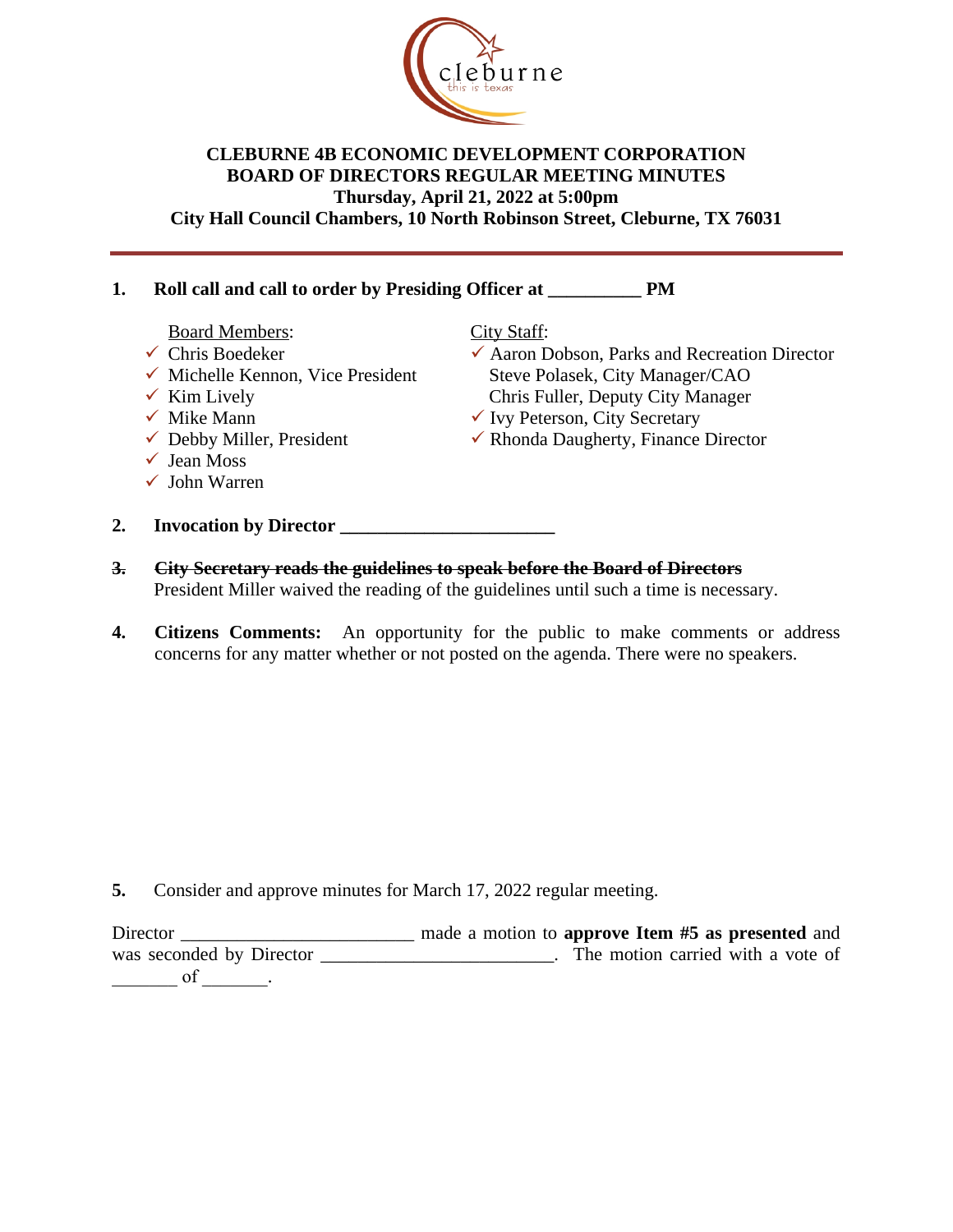cleburne
this is texas

**CLEBURNE 4B ECONOMIC DEVELOPMENT CORPORATION**
**BOARD OF DIRECTORS REGULAR MEETING MINUTES**
**Thursday, April 21, 2022 at 5:00pm**
**City Hall Council Chambers, 10 North Robinson Street, Cleburne, TX 76031**

---

**1. Roll call and call to order by Presiding Officer at __________ PM**

Board Members:
- ✓ Chris Boedeker
- ✓ Michelle Kennon, Vice President
- ✓ Kim Lively
- ✓ Mike Mann
- ✓ Debby Miller, President
- ✓ Jean Moss
- ✓ John Warren

City Staff:
- ✓ Aaron Dobson, Parks and Recreation Director
- Steve Polasek, City Manager/CAO
- Chris Fuller, Deputy City Manager
- ✓ Ivy Peterson, City Secretary
- ✓ Rhonda Daugherty, Finance Director

**2. Invocation by Director _______________________**

~~**3. City Secretary reads the guidelines to speak before the Board of Directors**~~
President Miller waived the reading of the guidelines until such a time is necessary.

**4. Citizens Comments:** An opportunity for the public to make comments or address concerns for any matter whether or not posted on the agenda. There were no speakers.

**5.** Consider and approve minutes for March 17, 2022 regular meeting.

Director ________________________ made a motion to **approve Item #5 as presented** and was seconded by Director ________________________. The motion carried with a vote of _______ of _______.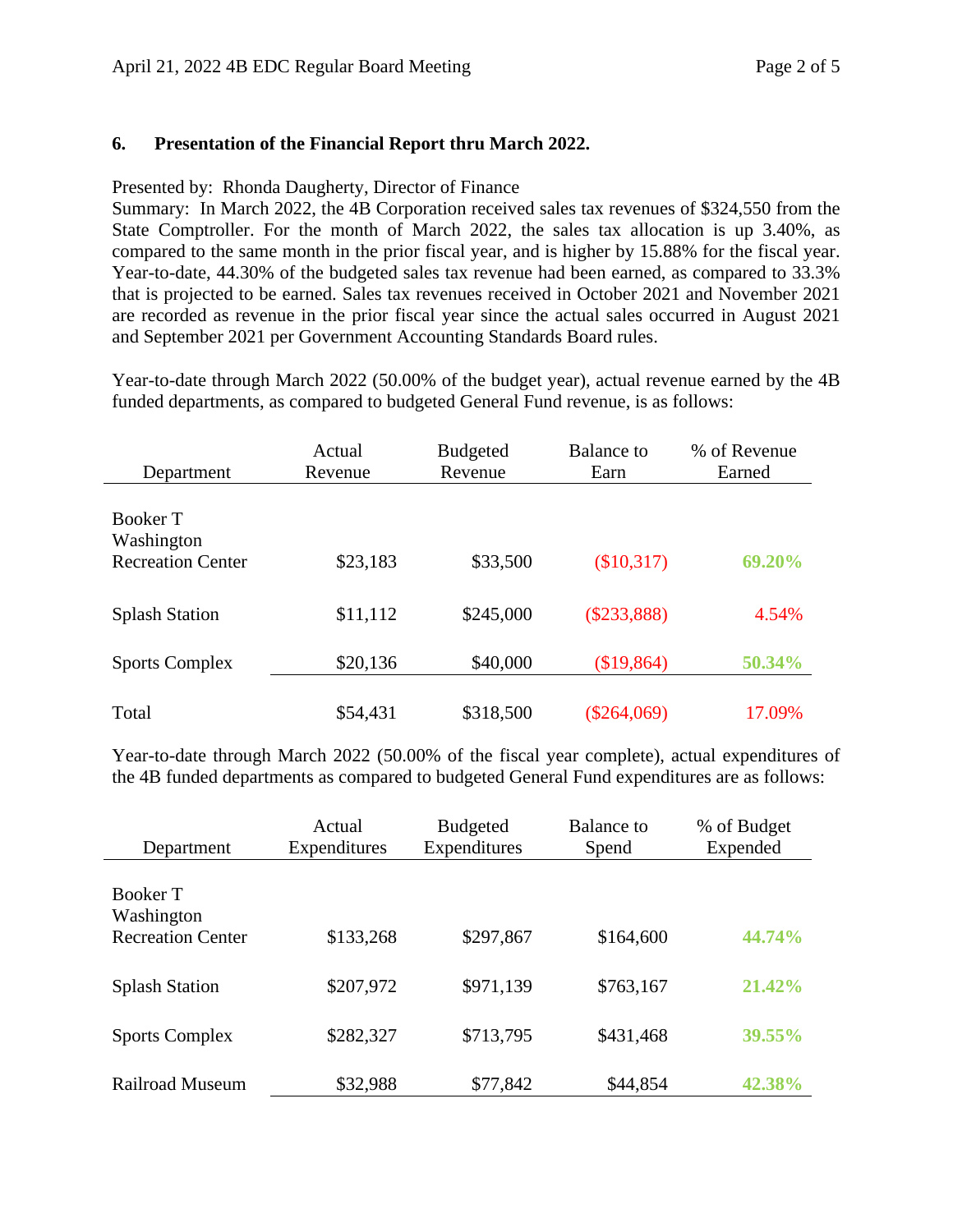**6. Presentation of the Financial Report thru March 2022.**

Presented by: Rhonda Daugherty, Director of Finance

Summary: In March 2022, the 4B Corporation received sales tax revenues of $324,550 from the State Comptroller. For the month of March 2022, the sales tax allocation is up 3.40%, as compared to the same month in the prior fiscal year, and is higher by 15.88% for the fiscal year. Year-to-date, 44.30% of the budgeted sales tax revenue had been earned, as compared to 33.3% that is projected to be earned. Sales tax revenues received in October 2021 and November 2021 are recorded as revenue in the prior fiscal year since the actual sales occurred in August 2021 and September 2021 per Government Accounting Standards Board rules.

Year-to-date through March 2022 (50.00% of the budget year), actual revenue earned by the 4B funded departments, as compared to budgeted General Fund revenue, is as follows:

| Department | Actual Revenue | Budgeted Revenue | Balance to Earn | % of Revenue Earned |
|---|---|---|---|---|
| Booker T Washington Recreation Center | $23,183 | $33,500 | ($10,317) | **69.20%** |
| Splash Station | $11,112 | $245,000 | ($233,888) | 4.54% |
| Sports Complex | $20,136 | $40,000 | ($19,864) | **50.34%** |
| Total | $54,431 | $318,500 | ($264,069) | 17.09% |

Year-to-date through March 2022 (50.00% of the fiscal year complete), actual expenditures of the 4B funded departments as compared to budgeted General Fund expenditures are as follows:

| Department | Actual Expenditures | Budgeted Expenditures | Balance to Spend | % of Budget Expended |
|---|---|---|---|---|
| Booker T Washington Recreation Center | $133,268 | $297,867 | $164,600 | **44.74%** |
| Splash Station | $207,972 | $971,139 | $763,167 | **21.42%** |
| Sports Complex | $282,327 | $713,795 | $431,468 | **39.55%** |
| Railroad Museum | $32,988 | $77,842 | $44,854 | **42.38%** |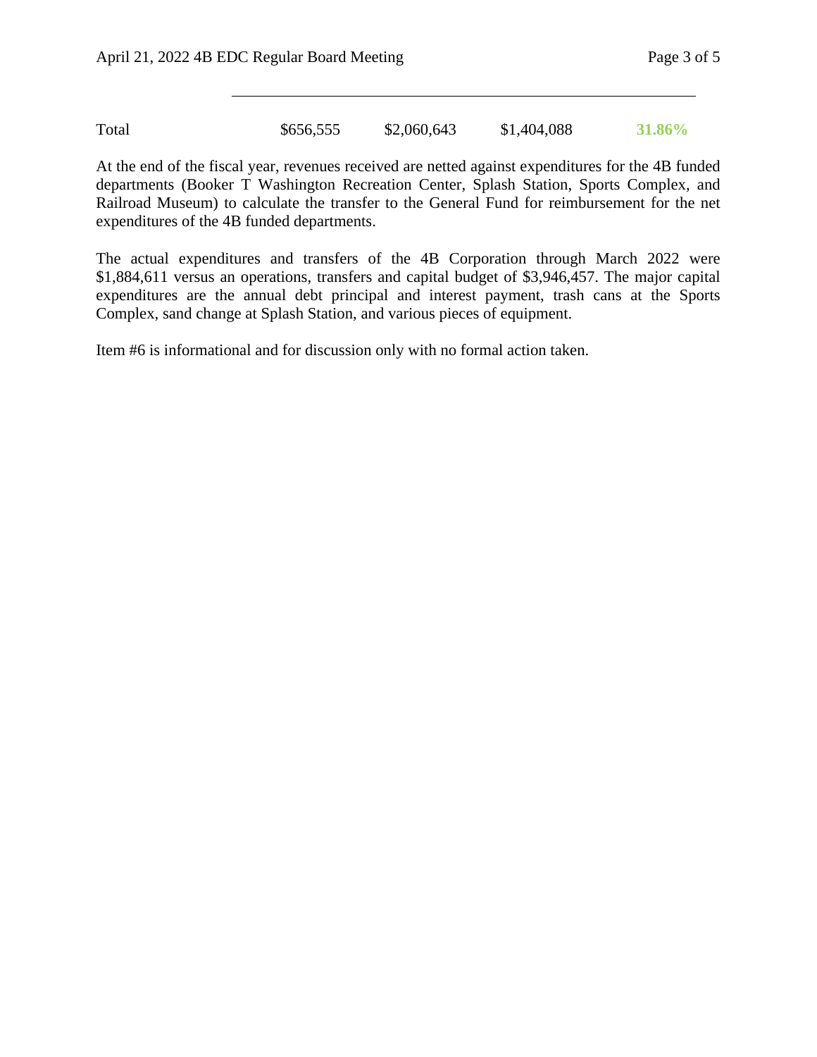| Total | $656,555 | $2,060,643 | $1,404,088 | **31.86%** |
|---|---|---|---|---|

At the end of the fiscal year, revenues received are netted against expenditures for the 4B funded departments (Booker T Washington Recreation Center, Splash Station, Sports Complex, and Railroad Museum) to calculate the transfer to the General Fund for reimbursement for the net expenditures of the 4B funded departments.

The actual expenditures and transfers of the 4B Corporation through March 2022 were $1,884,611 versus an operations, transfers and capital budget of $3,946,457. The major capital expenditures are the annual debt principal and interest payment, trash cans at the Sports Complex, sand change at Splash Station, and various pieces of equipment.

Item #6 is informational and for discussion only with no formal action taken.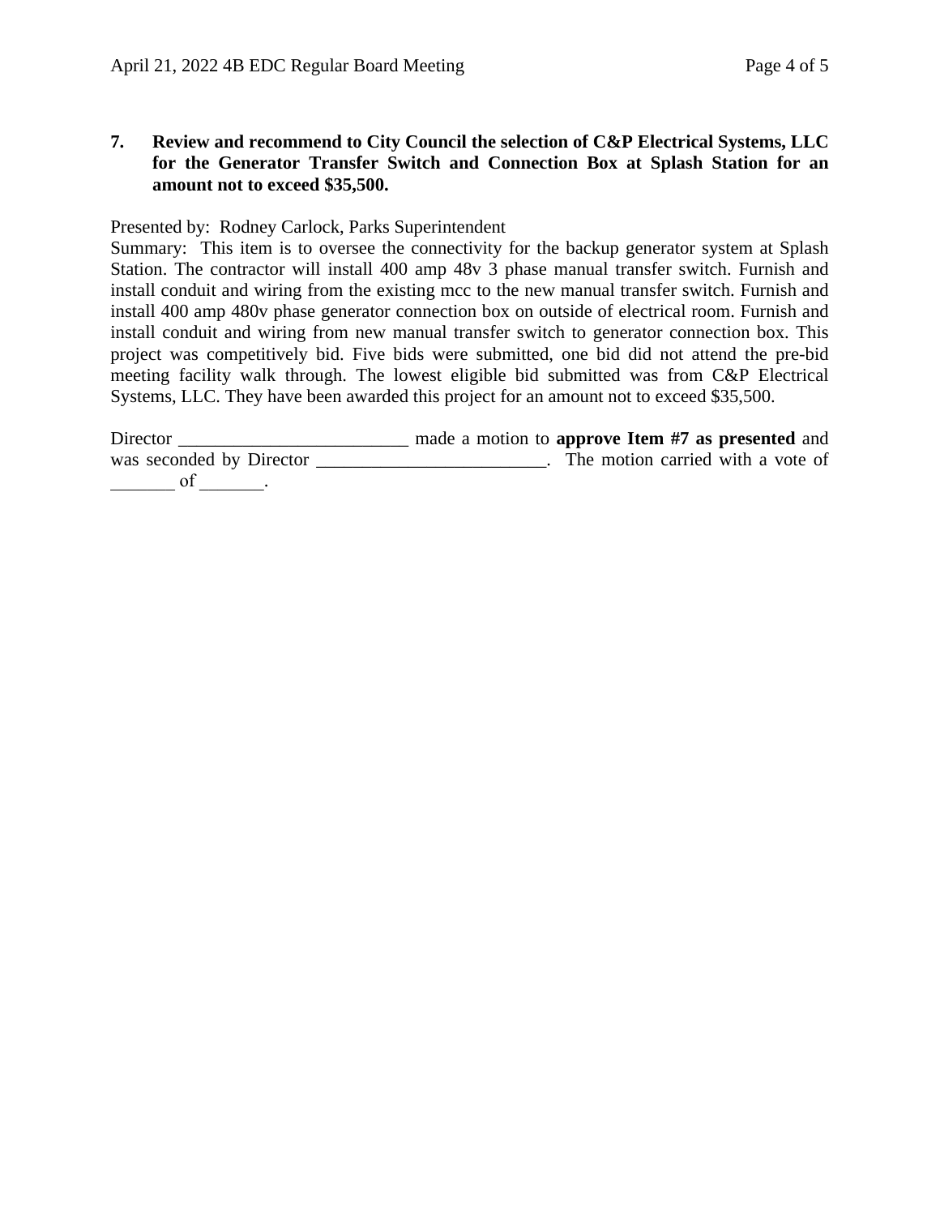**7. Review and recommend to City Council the selection of C&P Electrical Systems, LLC for the Generator Transfer Switch and Connection Box at Splash Station for an amount not to exceed $35,500.**

Presented by: Rodney Carlock, Parks Superintendent
Summary: This item is to oversee the connectivity for the backup generator system at Splash Station. The contractor will install 400 amp 48v 3 phase manual transfer switch. Furnish and install conduit and wiring from the existing mcc to the new manual transfer switch. Furnish and install 400 amp 480v phase generator connection box on outside of electrical room. Furnish and install conduit and wiring from new manual transfer switch to generator connection box. This project was competitively bid. Five bids were submitted, one bid did not attend the pre-bid meeting facility walk through. The lowest eligible bid submitted was from C&P Electrical Systems, LLC. They have been awarded this project for an amount not to exceed $35,500.

Director _________________________ made a motion to **approve Item #7 as presented** and was seconded by Director _________________________. The motion carried with a vote of _______ of _______.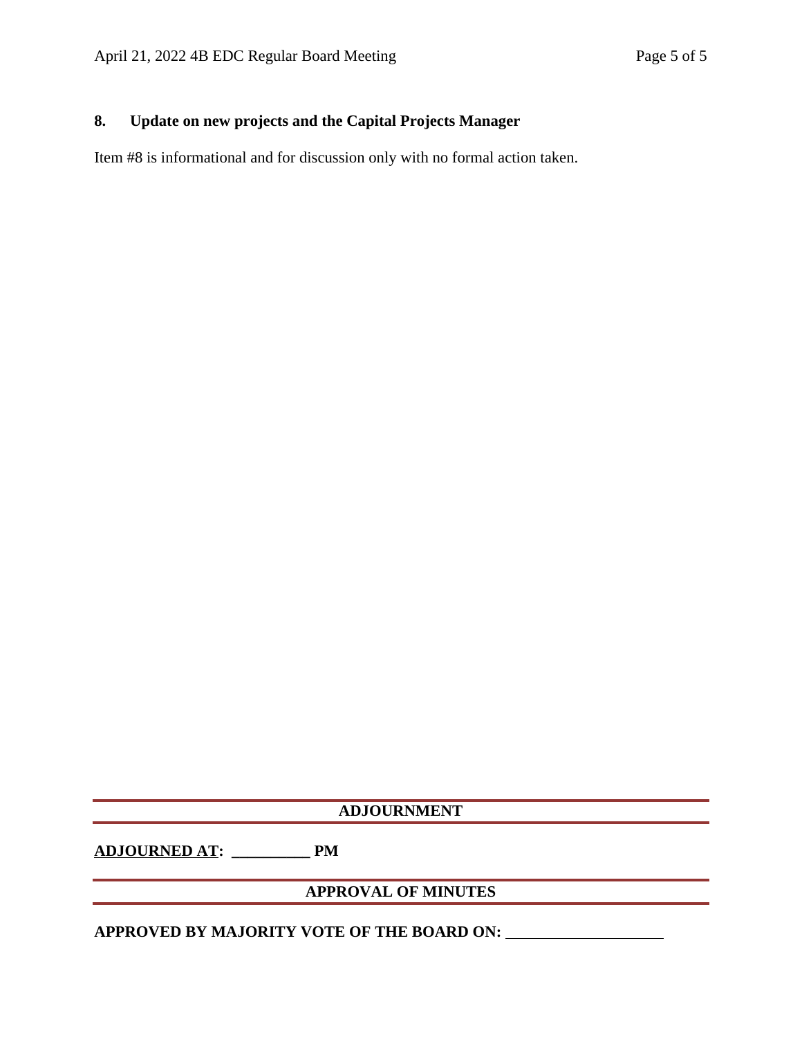## 8. Update on new projects and the Capital Projects Manager

Item #8 is informational and for discussion only with no formal action taken.

---

**ADJOURNMENT**

---

**ADJOURNED AT: __________ PM**

---

**APPROVAL OF MINUTES**

---

**APPROVED BY MAJORITY VOTE OF THE BOARD ON:** ____________________